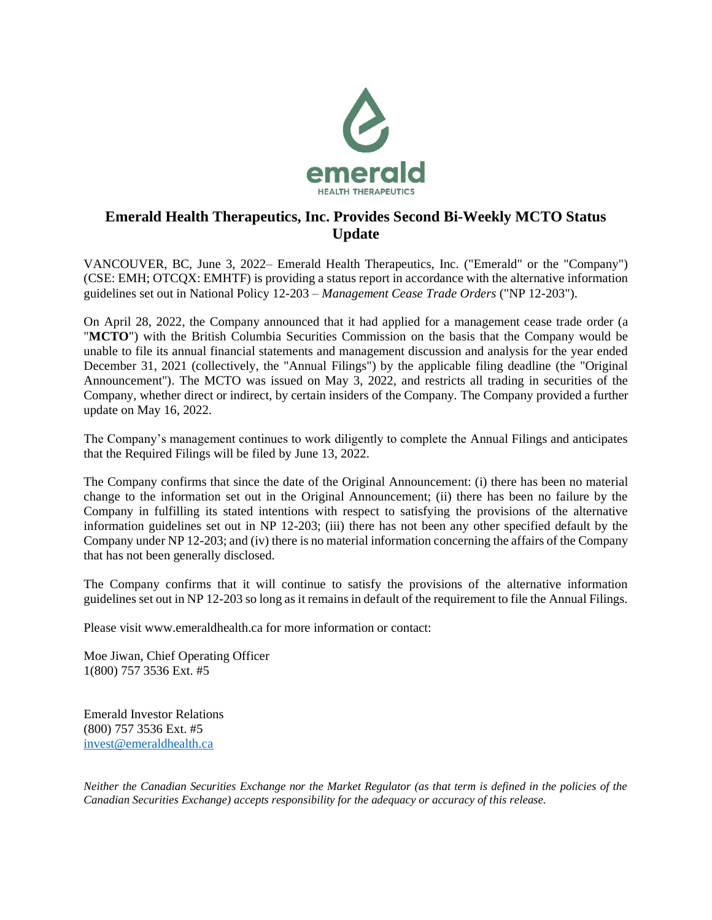# Emerald Health Therapeutics, Inc. Provides Second Bi-Weekly MCTO Status Update

VANCOUVER, BC, June 3, 2022– Emerald Health Therapeutics, Inc. ("Emerald" or the "Company") (CSE: EMH; OTCQX: EMHTF) is providing a status report in accordance with the alternative information guidelines set out in National Policy 12-203 – *Management Cease Trade Orders* ("NP 12-203").

On April 28, 2022, the Company announced that it had applied for a management cease trade order (a "**MCTO**") with the British Columbia Securities Commission on the basis that the Company would be unable to file its annual financial statements and management discussion and analysis for the year ended December 31, 2021 (collectively, the "Annual Filings") by the applicable filing deadline (the "Original Announcement"). The MCTO was issued on May 3, 2022, and restricts all trading in securities of the Company, whether direct or indirect, by certain insiders of the Company. The Company provided a further update on May 16, 2022.

The Company's management continues to work diligently to complete the Annual Filings and anticipates that the Required Filings will be filed by June 13, 2022.

The Company confirms that since the date of the Original Announcement: (i) there has been no material change to the information set out in the Original Announcement; (ii) there has been no failure by the Company in fulfilling its stated intentions with respect to satisfying the provisions of the alternative information guidelines set out in NP 12-203; (iii) there has not been any other specified default by the Company under NP 12-203; and (iv) there is no material information concerning the affairs of the Company that has not been generally disclosed.

The Company confirms that it will continue to satisfy the provisions of the alternative information guidelines set out in NP 12-203 so long as it remains in default of the requirement to file the Annual Filings.

Please visit www.emeraldhealth.ca for more information or contact:

Moe Jiwan, Chief Operating Officer
1(800) 757 3536 Ext. #5

Emerald Investor Relations
(800) 757 3536 Ext. #5
invest@emeraldhealth.ca

*Neither the Canadian Securities Exchange nor the Market Regulator (as that term is defined in the policies of the Canadian Securities Exchange) accepts responsibility for the adequacy or accuracy of this release.*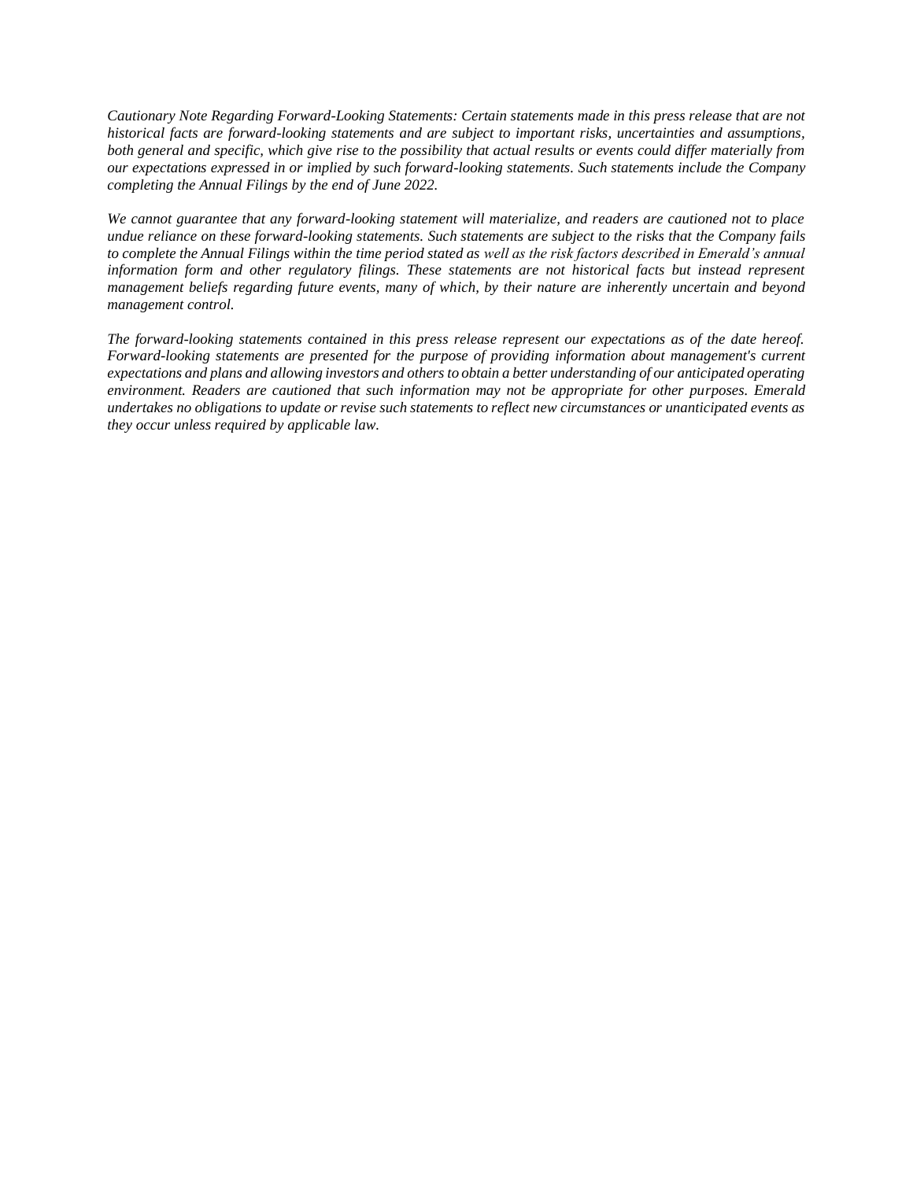*Cautionary Note Regarding Forward-Looking Statements: Certain statements made in this press release that are not historical facts are forward-looking statements and are subject to important risks, uncertainties and assumptions, both general and specific, which give rise to the possibility that actual results or events could differ materially from our expectations expressed in or implied by such forward-looking statements. Such statements include the Company completing the Annual Filings by the end of June 2022.*

*We cannot guarantee that any forward-looking statement will materialize, and readers are cautioned not to place undue reliance on these forward-looking statements. Such statements are subject to the risks that the Company fails to complete the Annual Filings within the time period stated as well as the risk factors described in Emerald's annual information form and other regulatory filings. These statements are not historical facts but instead represent management beliefs regarding future events, many of which, by their nature are inherently uncertain and beyond management control.*

*The forward-looking statements contained in this press release represent our expectations as of the date hereof. Forward-looking statements are presented for the purpose of providing information about management's current expectations and plans and allowing investors and others to obtain a better understanding of our anticipated operating environment. Readers are cautioned that such information may not be appropriate for other purposes. Emerald undertakes no obligations to update or revise such statements to reflect new circumstances or unanticipated events as they occur unless required by applicable law.*